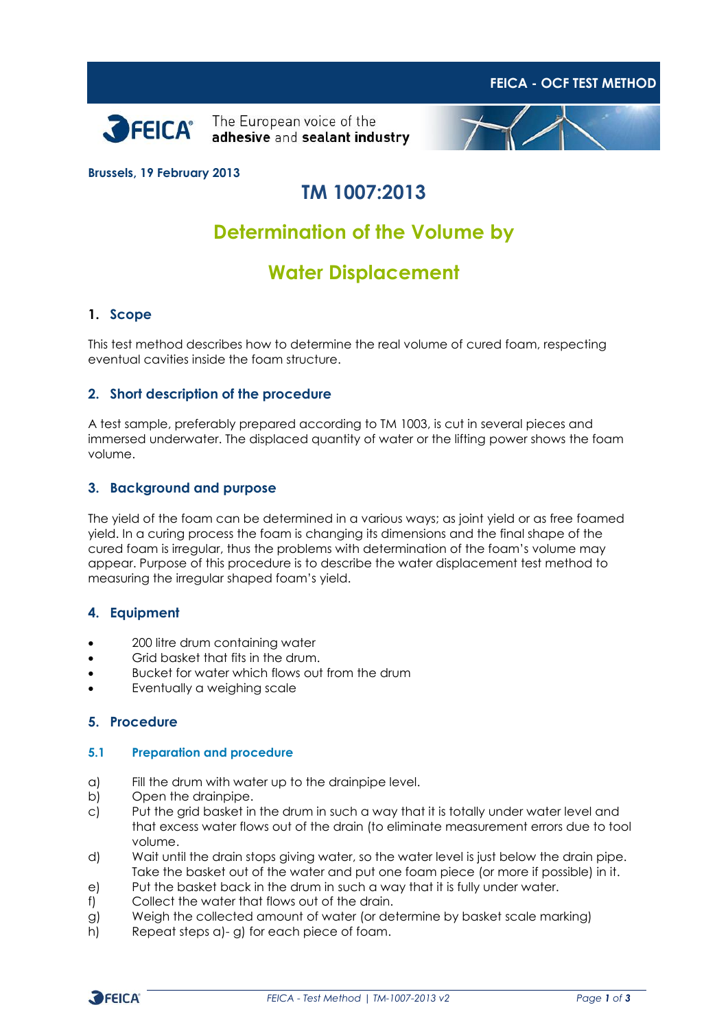FEICA - OCF TEST METHOD

FEICA — The European voice of the **adhesive** and **sealant industry**

**Brussels, 19 February 2013**

# TM 1007:2013

# Determination of the Volume by Water Displacement

## 1. Scope

This test method describes how to determine the real volume of cured foam, respecting eventual cavities inside the foam structure.

## 2. Short description of the procedure

A test sample, preferably prepared according to TM 1003, is cut in several pieces and immersed underwater. The displaced quantity of water or the lifting power shows the foam volume.

## 3. Background and purpose

The yield of the foam can be determined in a various ways; as joint yield or as free foamed yield. In a curing process the foam is changing its dimensions and the final shape of the cured foam is irregular, thus the problems with determination of the foam's volume may appear. Purpose of this procedure is to describe the water displacement test method to measuring the irregular shaped foam's yield.

## 4. Equipment

- 200 litre drum containing water
- Grid basket that fits in the drum.
- Bucket for water which flows out from the drum
- Eventually a weighing scale

## 5. Procedure

### 5.1 Preparation and procedure

a) Fill the drum with water up to the drainpipe level.
b) Open the drainpipe.
c) Put the grid basket in the drum in such a way that it is totally under water level and that excess water flows out of the drain (to eliminate measurement errors due to tool volume.
d) Wait until the drain stops giving water, so the water level is just below the drain pipe. Take the basket out of the water and put one foam piece (or more if possible) in it.
e) Put the basket back in the drum in such a way that it is fully under water.
f) Collect the water that flows out of the drain.
g) Weigh the collected amount of water (or determine by basket scale marking)
h) Repeat steps a)- g) for each piece of foam.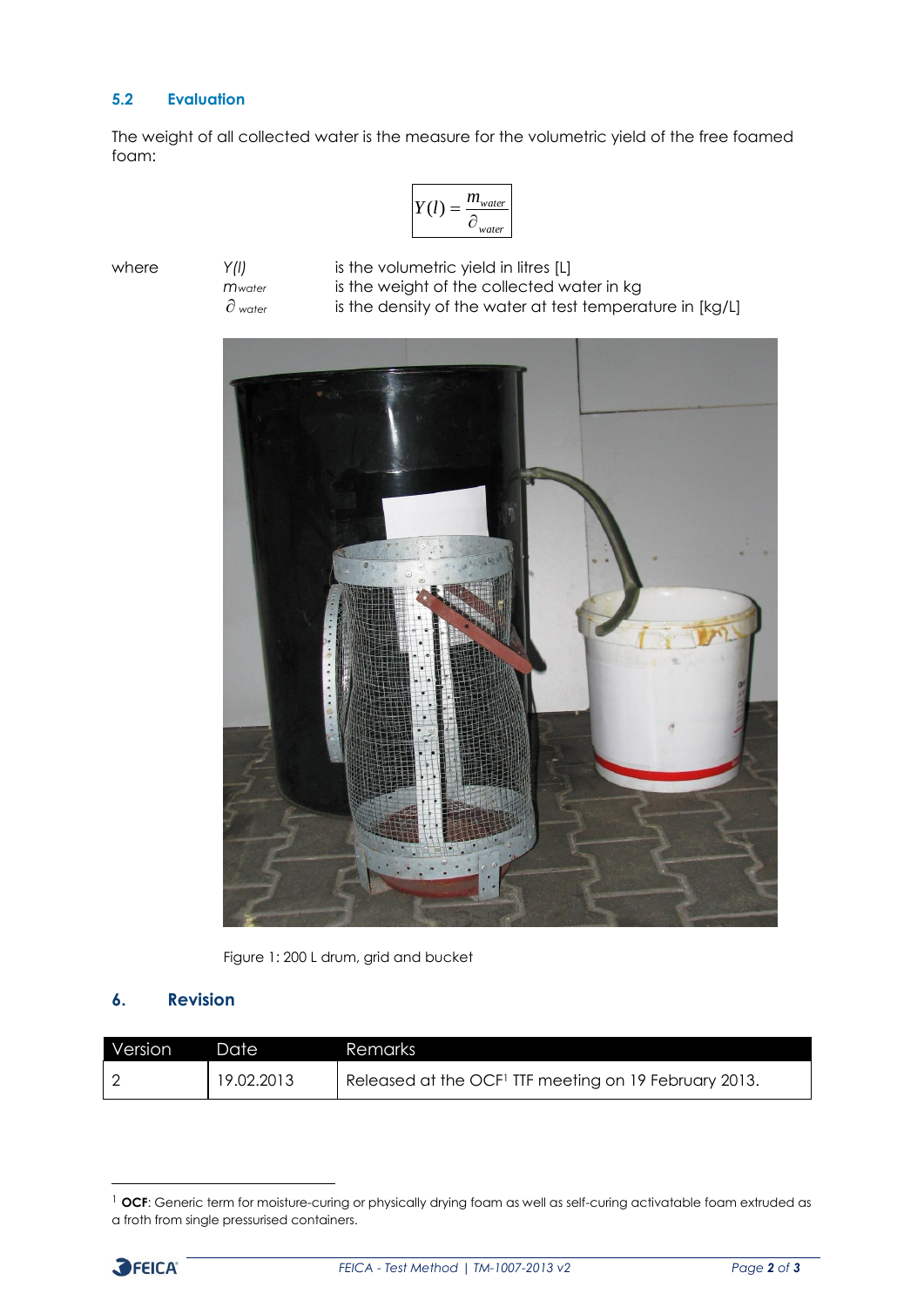### 5.2 Evaluation

The weight of all collected water is the measure for the volumetric yield of the free foamed foam:

$$Y(l) = \frac{m_{water}}{\partial_{water}}$$

where

| | |
|---|---|
| $Y(l)$ | is the volumetric yield in litres [L] |
| $m_{water}$ | is the weight of the collected water in kg |
| $\partial_{water}$ | is the density of the water at test temperature in [kg/L] |

Figure 1: 200 L drum, grid and bucket

## 6. Revision

| Version | Date | Remarks |
|---|---|---|
| 2 | 19.02.2013 | Released at the OCF[1] TTF meeting on 19 February 2013. |

[1] **OCF**: Generic term for moisture-curing or physically drying foam as well as self-curing activatable foam extruded as a froth from single pressurised containers.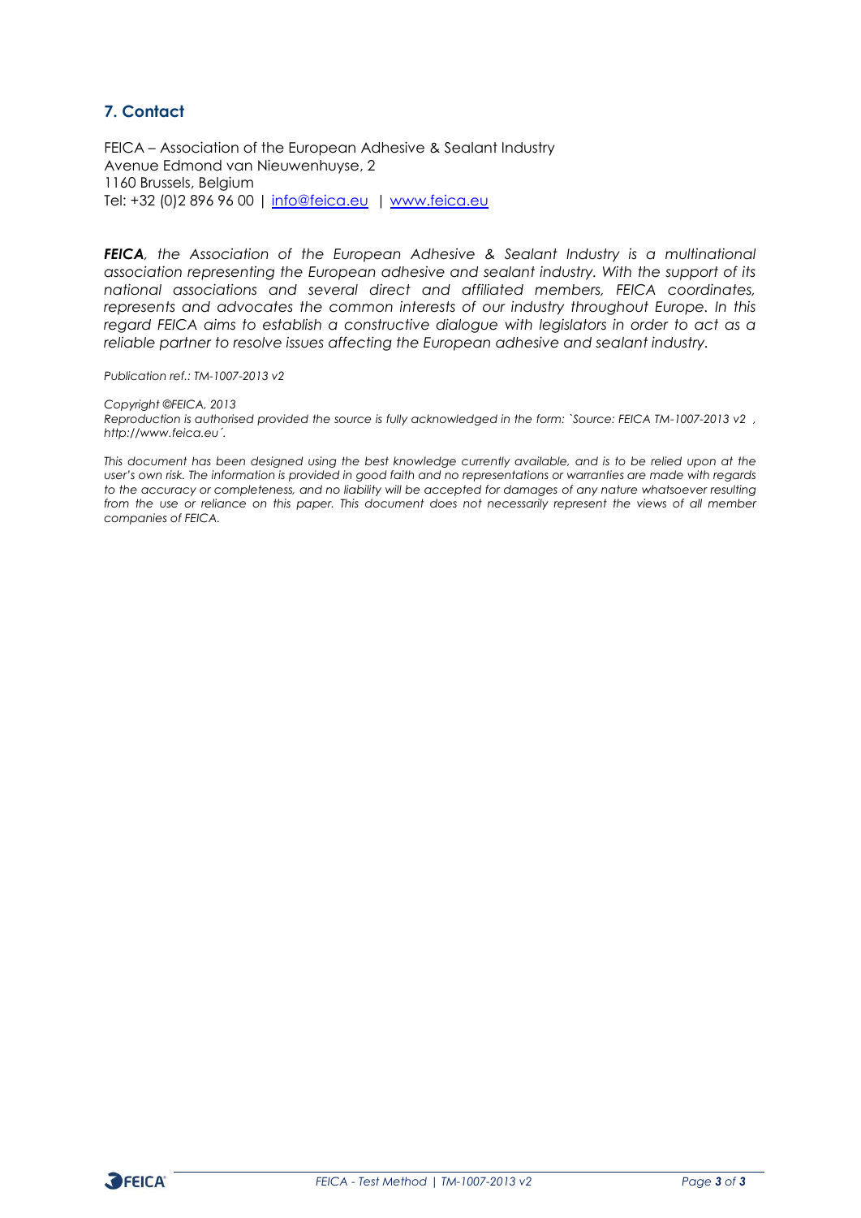## 7. Contact

FEICA – Association of the European Adhesive & Sealant Industry
Avenue Edmond van Nieuwenhuyse, 2
1160 Brussels, Belgium
Tel: +32 (0)2 896 96 00 | [info@feica.eu](mailto:info@feica.eu) | [www.feica.eu](http://www.feica.eu)

***FEICA**, the Association of the European Adhesive & Sealant Industry is a multinational association representing the European adhesive and sealant industry. With the support of its national associations and several direct and affiliated members, FEICA coordinates, represents and advocates the common interests of our industry throughout Europe. In this regard FEICA aims to establish a constructive dialogue with legislators in order to act as a reliable partner to resolve issues affecting the European adhesive and sealant industry.*

*Publication ref.: TM-1007-2013 v2*

*Copyright ©FEICA, 2013*
*Reproduction is authorised provided the source is fully acknowledged in the form: `Source: FEICA TM-1007-2013 v2 , http://www.feica.eu´.*

*This document has been designed using the best knowledge currently available, and is to be relied upon at the user's own risk. The information is provided in good faith and no representations or warranties are made with regards to the accuracy or completeness, and no liability will be accepted for damages of any nature whatsoever resulting from the use or reliance on this paper. This document does not necessarily represent the views of all member companies of FEICA.*